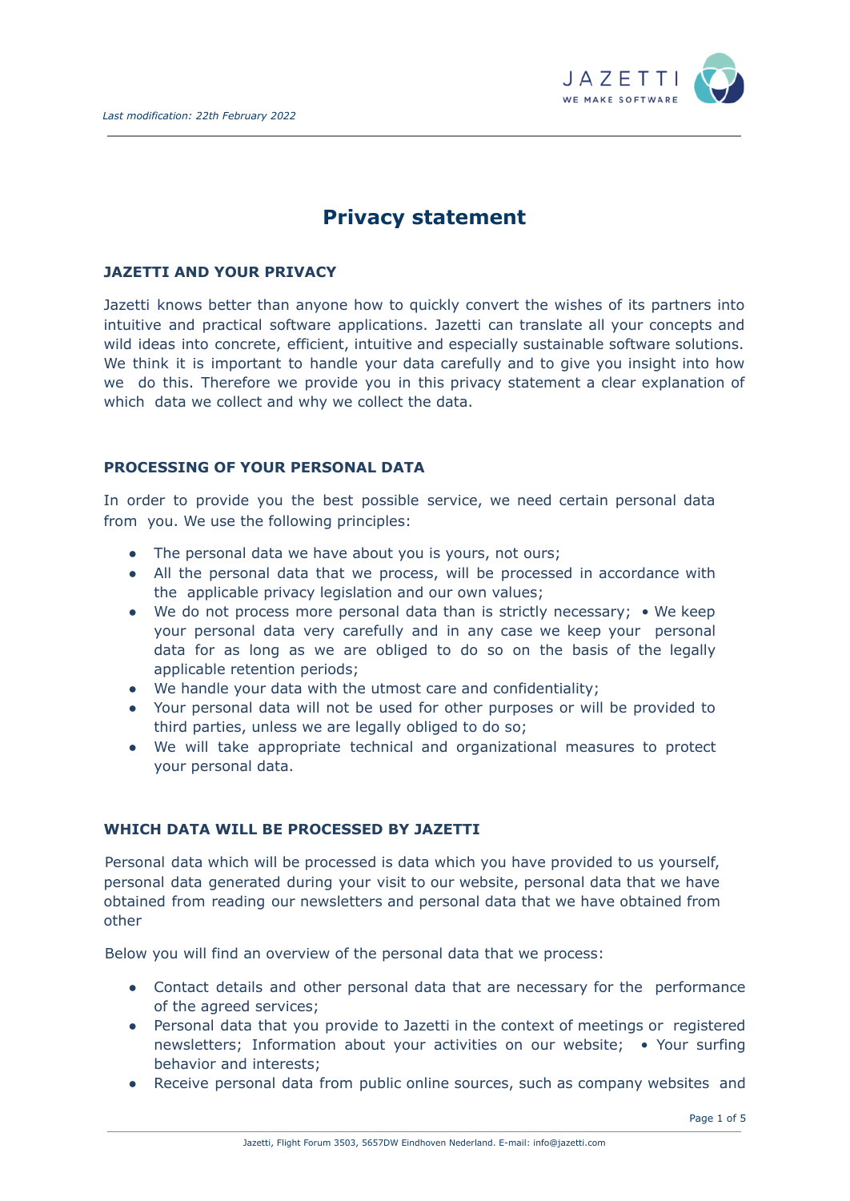*Last modification: 22th February 2022*

# Privacy statement

## JAZETTI AND YOUR PRIVACY

Jazetti knows better than anyone how to quickly convert the wishes of its partners into intuitive and practical software applications. Jazetti can translate all your concepts and wild ideas into concrete, efficient, intuitive and especially sustainable software solutions. We think it is important to handle your data carefully and to give you insight into how we do this. Therefore we provide you in this privacy statement a clear explanation of which data we collect and why we collect the data.

## PROCESSING OF YOUR PERSONAL DATA

In order to provide you the best possible service, we need certain personal data from you. We use the following principles:

- The personal data we have about you is yours, not ours;
- All the personal data that we process, will be processed in accordance with the applicable privacy legislation and our own values;
- We do not process more personal data than is strictly necessary; • We keep your personal data very carefully and in any case we keep your personal data for as long as we are obliged to do so on the basis of the legally applicable retention periods;
- We handle your data with the utmost care and confidentiality;
- Your personal data will not be used for other purposes or will be provided to third parties, unless we are legally obliged to do so;
- We will take appropriate technical and organizational measures to protect your personal data.

## WHICH DATA WILL BE PROCESSED BY JAZETTI

Personal data which will be processed is data which you have provided to us yourself, personal data generated during your visit to our website, personal data that we have obtained from reading our newsletters and personal data that we have obtained from other

Below you will find an overview of the personal data that we process:

- Contact details and other personal data that are necessary for the performance of the agreed services;
- Personal data that you provide to Jazetti in the context of meetings or registered newsletters; Information about your activities on our website; • Your surfing behavior and interests;
- Receive personal data from public online sources, such as company websites and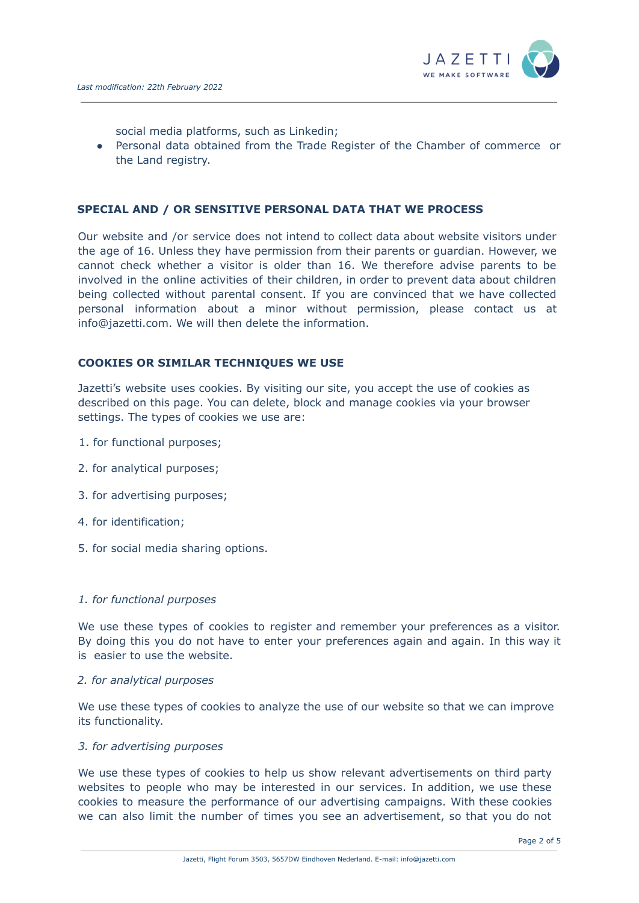social media platforms, such as Linkedin;
- Personal data obtained from the Trade Register of the Chamber of commerce or the Land registry.

## SPECIAL AND / OR SENSITIVE PERSONAL DATA THAT WE PROCESS

Our website and /or service does not intend to collect data about website visitors under the age of 16. Unless they have permission from their parents or guardian. However, we cannot check whether a visitor is older than 16. We therefore advise parents to be involved in the online activities of their children, in order to prevent data about children being collected without parental consent. If you are convinced that we have collected personal information about a minor without permission, please contact us at info@jazetti.com. We will then delete the information.

## COOKIES OR SIMILAR TECHNIQUES WE USE

Jazetti's website uses cookies. By visiting our site, you accept the use of cookies as described on this page. You can delete, block and manage cookies via your browser settings. The types of cookies we use are:

1. for functional purposes;
2. for analytical purposes;
3. for advertising purposes;
4. for identification;
5. for social media sharing options.

*1. for functional purposes*

We use these types of cookies to register and remember your preferences as a visitor. By doing this you do not have to enter your preferences again and again. In this way it is easier to use the website.

*2. for analytical purposes*

We use these types of cookies to analyze the use of our website so that we can improve its functionality.

*3. for advertising purposes*

We use these types of cookies to help us show relevant advertisements on third party websites to people who may be interested in our services. In addition, we use these cookies to measure the performance of our advertising campaigns. With these cookies we can also limit the number of times you see an advertisement, so that you do not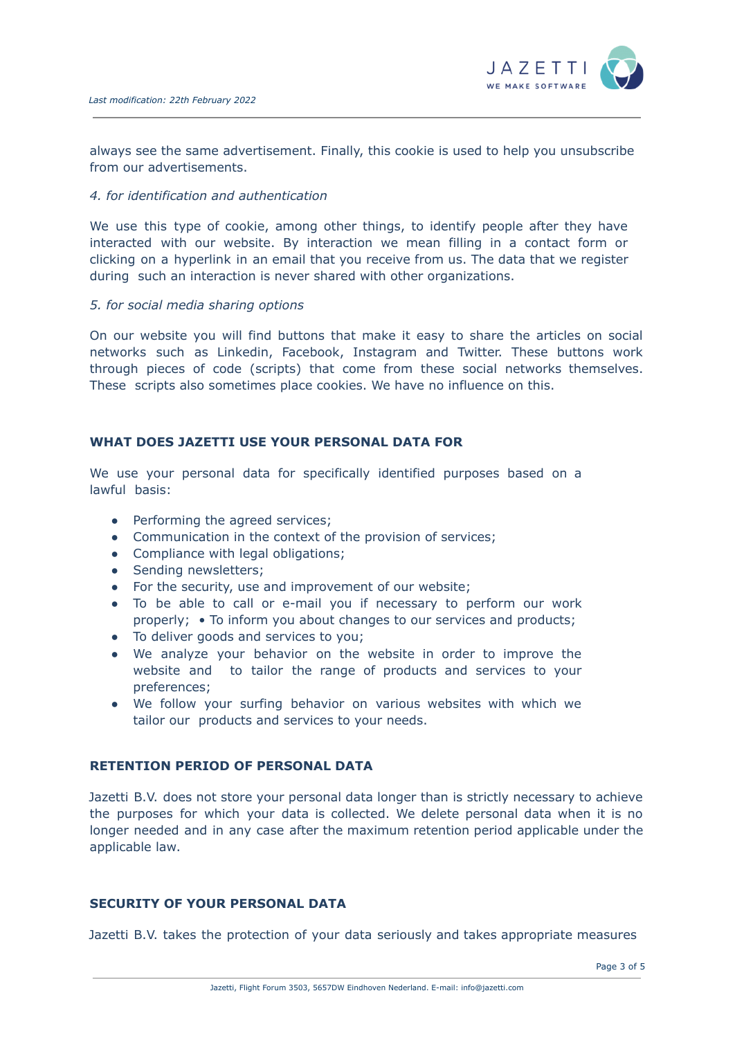always see the same advertisement. Finally, this cookie is used to help you unsubscribe from our advertisements.

*4. for identification and authentication*

We use this type of cookie, among other things, to identify people after they have interacted with our website. By interaction we mean filling in a contact form or clicking on a hyperlink in an email that you receive from us. The data that we register during such an interaction is never shared with other organizations.

*5. for social media sharing options*

On our website you will find buttons that make it easy to share the articles on social networks such as Linkedin, Facebook, Instagram and Twitter. These buttons work through pieces of code (scripts) that come from these social networks themselves. These scripts also sometimes place cookies. We have no influence on this.

## WHAT DOES JAZETTI USE YOUR PERSONAL DATA FOR

We use your personal data for specifically identified purposes based on a lawful basis:

- Performing the agreed services;
- Communication in the context of the provision of services;
- Compliance with legal obligations;
- Sending newsletters;
- For the security, use and improvement of our website;
- To be able to call or e-mail you if necessary to perform our work properly; • To inform you about changes to our services and products;
- To deliver goods and services to you;
- We analyze your behavior on the website in order to improve the website and to tailor the range of products and services to your preferences;
- We follow your surfing behavior on various websites with which we tailor our products and services to your needs.

## RETENTION PERIOD OF PERSONAL DATA

Jazetti B.V. does not store your personal data longer than is strictly necessary to achieve the purposes for which your data is collected. We delete personal data when it is no longer needed and in any case after the maximum retention period applicable under the applicable law.

## SECURITY OF YOUR PERSONAL DATA

Jazetti B.V. takes the protection of your data seriously and takes appropriate measures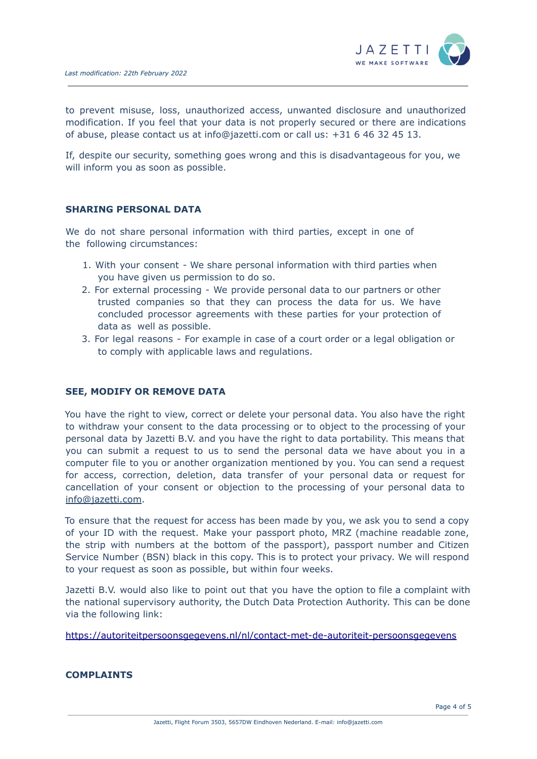to prevent misuse, loss, unauthorized access, unwanted disclosure and unauthorized modification. If you feel that your data is not properly secured or there are indications of abuse, please contact us at info@jazetti.com or call us: +31 6 46 32 45 13.

If, despite our security, something goes wrong and this is disadvantageous for you, we will inform you as soon as possible.

## SHARING PERSONAL DATA

We do not share personal information with third parties, except in one of the following circumstances:

1. With your consent - We share personal information with third parties when you have given us permission to do so.
2. For external processing - We provide personal data to our partners or other trusted companies so that they can process the data for us. We have concluded processor agreements with these parties for your protection of data as well as possible.
3. For legal reasons - For example in case of a court order or a legal obligation or to comply with applicable laws and regulations.

## SEE, MODIFY OR REMOVE DATA

You have the right to view, correct or delete your personal data. You also have the right to withdraw your consent to the data processing or to object to the processing of your personal data by Jazetti B.V. and you have the right to data portability. This means that you can submit a request to us to send the personal data we have about you in a computer file to you or another organization mentioned by you. You can send a request for access, correction, deletion, data transfer of your personal data or request for cancellation of your consent or objection to the processing of your personal data to info@jazetti.com.

To ensure that the request for access has been made by you, we ask you to send a copy of your ID with the request. Make your passport photo, MRZ (machine readable zone, the strip with numbers at the bottom of the passport), passport number and Citizen Service Number (BSN) black in this copy. This is to protect your privacy. We will respond to your request as soon as possible, but within four weeks.

Jazetti B.V. would also like to point out that you have the option to file a complaint with the national supervisory authority, the Dutch Data Protection Authority. This can be done via the following link:

https://autoriteitpersoonsgegevens.nl/nl/contact-met-de-autoriteit-persoonsgegevens

## COMPLAINTS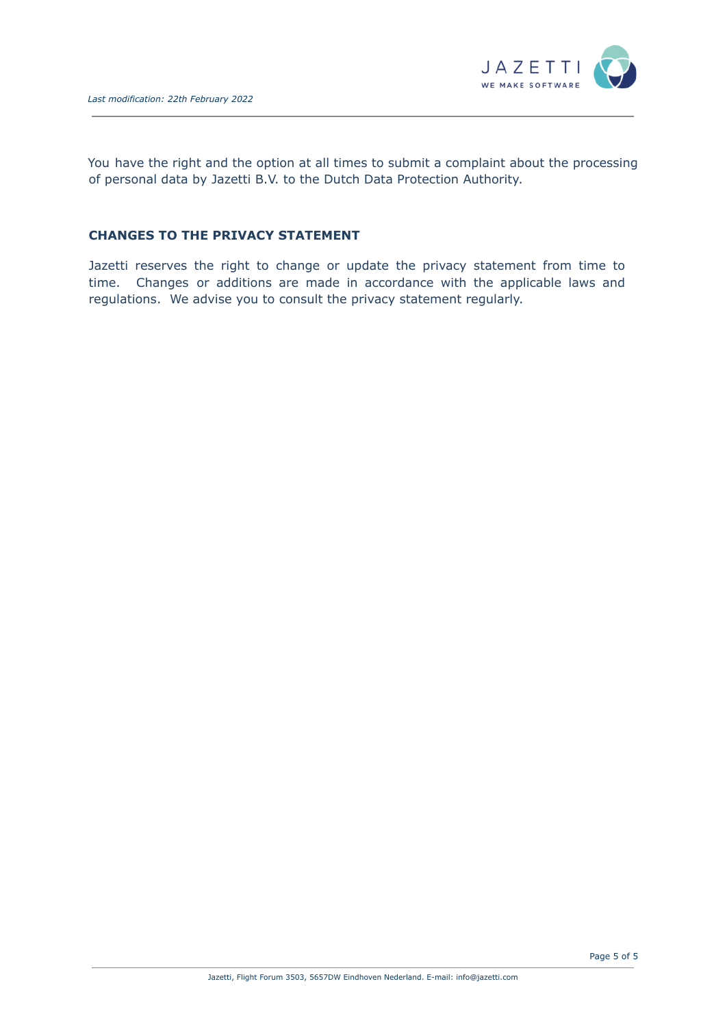You have the right and the option at all times to submit a complaint about the processing of personal data by Jazetti B.V. to the Dutch Data Protection Authority.

## CHANGES TO THE PRIVACY STATEMENT

Jazetti reserves the right to change or update the privacy statement from time to time. Changes or additions are made in accordance with the applicable laws and regulations. We advise you to consult the privacy statement regularly.